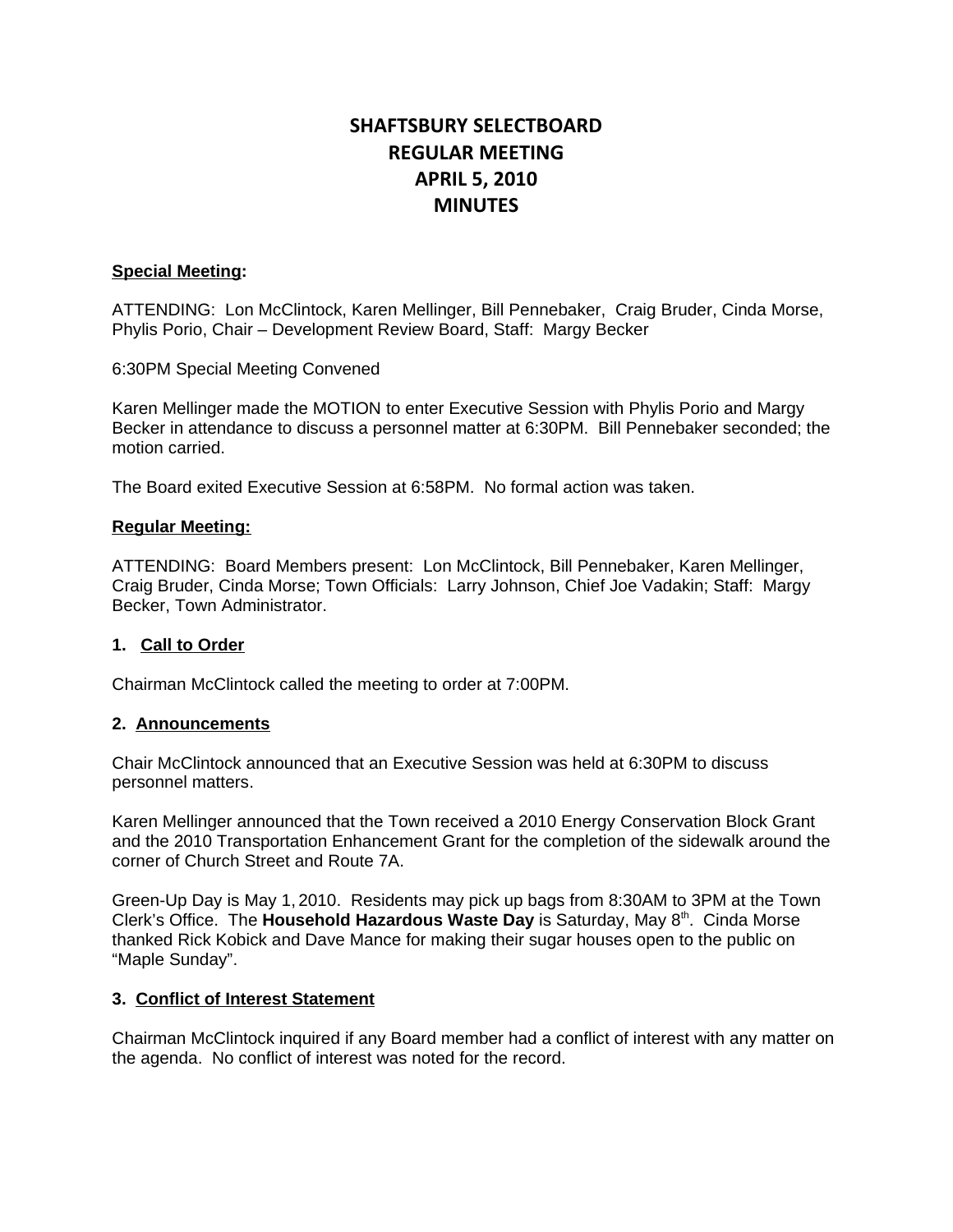# SHAFTSBURY SELECTBOARD
# REGULAR MEETING
# APRIL 5, 2010
# MINUTES

**Special Meeting:**

ATTENDING: Lon McClintock, Karen Mellinger, Bill Pennebaker, Craig Bruder, Cinda Morse, Phylis Porio, Chair – Development Review Board, Staff: Margy Becker

6:30PM Special Meeting Convened

Karen Mellinger made the MOTION to enter Executive Session with Phylis Porio and Margy Becker in attendance to discuss a personnel matter at 6:30PM. Bill Pennebaker seconded; the motion carried.

The Board exited Executive Session at 6:58PM. No formal action was taken.

**Regular Meeting:**

ATTENDING: Board Members present: Lon McClintock, Bill Pennebaker, Karen Mellinger, Craig Bruder, Cinda Morse; Town Officials: Larry Johnson, Chief Joe Vadakin; Staff: Margy Becker, Town Administrator.

### 1. Call to Order

Chairman McClintock called the meeting to order at 7:00PM.

### 2. Announcements

Chair McClintock announced that an Executive Session was held at 6:30PM to discuss personnel matters.

Karen Mellinger announced that the Town received a 2010 Energy Conservation Block Grant and the 2010 Transportation Enhancement Grant for the completion of the sidewalk around the corner of Church Street and Route 7A.

Green-Up Day is May 1, 2010. Residents may pick up bags from 8:30AM to 3PM at the Town Clerk's Office. The **Household Hazardous Waste Day** is Saturday, May 8th. Cinda Morse thanked Rick Kobick and Dave Mance for making their sugar houses open to the public on "Maple Sunday".

### 3. Conflict of Interest Statement

Chairman McClintock inquired if any Board member had a conflict of interest with any matter on the agenda. No conflict of interest was noted for the record.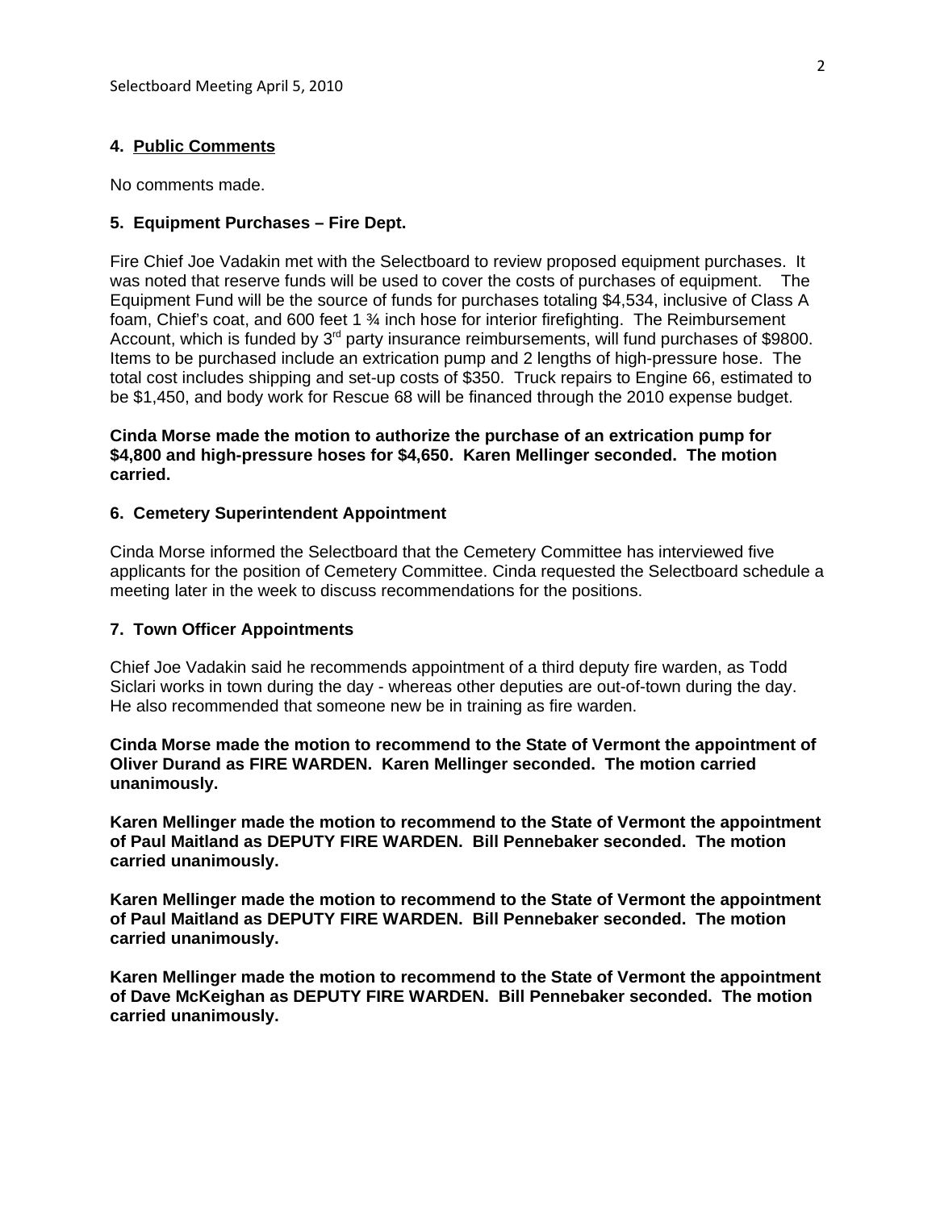### 4. Public Comments

No comments made.

### 5. Equipment Purchases – Fire Dept.

Fire Chief Joe Vadakin met with the Selectboard to review proposed equipment purchases. It was noted that reserve funds will be used to cover the costs of purchases of equipment. The Equipment Fund will be the source of funds for purchases totaling $4,534, inclusive of Class A foam, Chief's coat, and 600 feet 1 ¾ inch hose for interior firefighting. The Reimbursement Account, which is funded by 3rd party insurance reimbursements, will fund purchases of $9800. Items to be purchased include an extrication pump and 2 lengths of high-pressure hose. The total cost includes shipping and set-up costs of $350. Truck repairs to Engine 66, estimated to be $1,450, and body work for Rescue 68 will be financed through the 2010 expense budget.

**Cinda Morse made the motion to authorize the purchase of an extrication pump for $4,800 and high-pressure hoses for $4,650. Karen Mellinger seconded. The motion carried.**

### 6. Cemetery Superintendent Appointment

Cinda Morse informed the Selectboard that the Cemetery Committee has interviewed five applicants for the position of Cemetery Committee. Cinda requested the Selectboard schedule a meeting later in the week to discuss recommendations for the positions.

### 7. Town Officer Appointments

Chief Joe Vadakin said he recommends appointment of a third deputy fire warden, as Todd Siclari works in town during the day - whereas other deputies are out-of-town during the day. He also recommended that someone new be in training as fire warden.

**Cinda Morse made the motion to recommend to the State of Vermont the appointment of Oliver Durand as FIRE WARDEN. Karen Mellinger seconded. The motion carried unanimously.**

**Karen Mellinger made the motion to recommend to the State of Vermont the appointment of Paul Maitland as DEPUTY FIRE WARDEN. Bill Pennebaker seconded. The motion carried unanimously.**

**Karen Mellinger made the motion to recommend to the State of Vermont the appointment of Paul Maitland as DEPUTY FIRE WARDEN. Bill Pennebaker seconded. The motion carried unanimously.**

**Karen Mellinger made the motion to recommend to the State of Vermont the appointment of Dave McKeighan as DEPUTY FIRE WARDEN. Bill Pennebaker seconded. The motion carried unanimously.**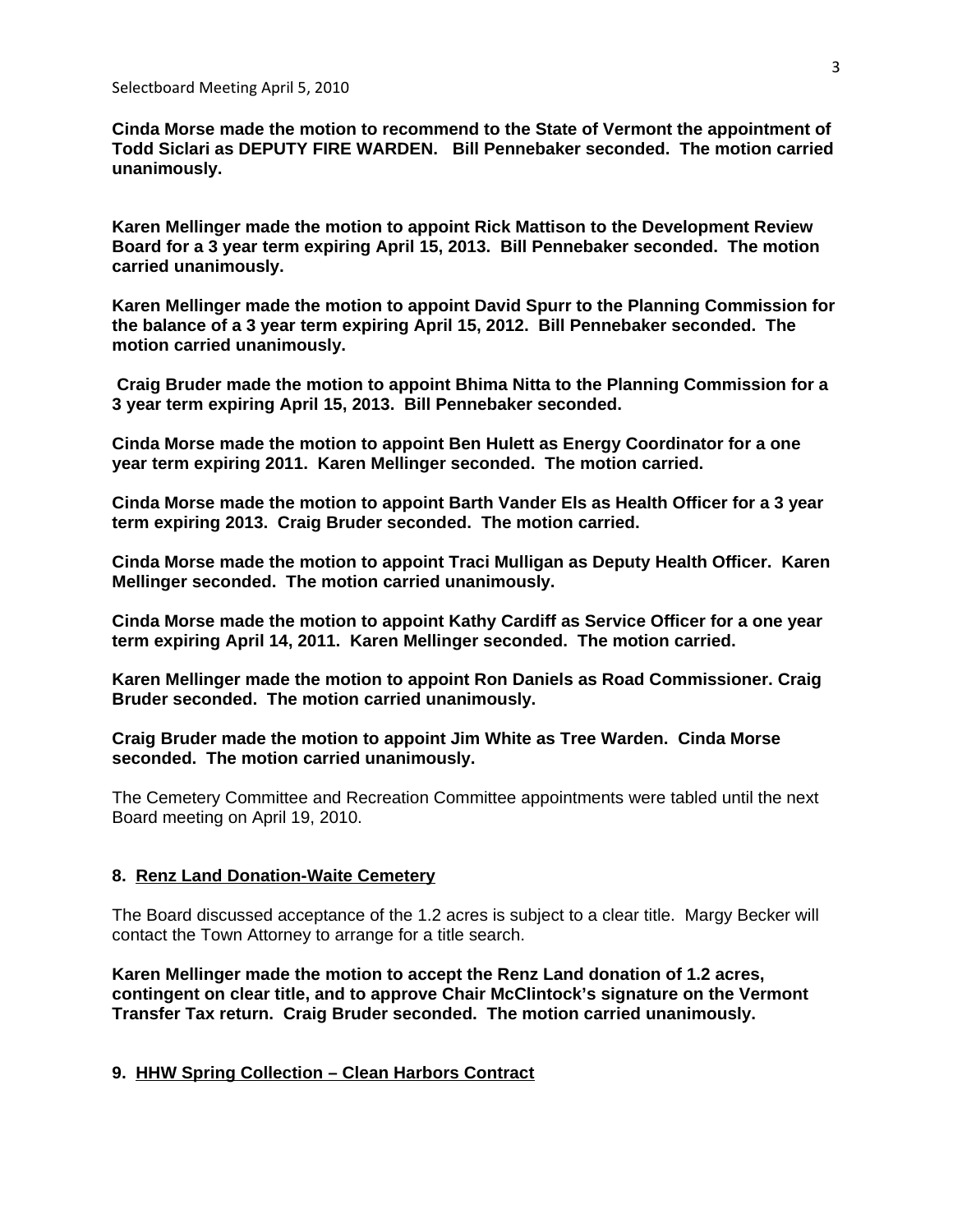**Cinda Morse made the motion to recommend to the State of Vermont the appointment of Todd Siclari as DEPUTY FIRE WARDEN. Bill Pennebaker seconded. The motion carried unanimously.**

**Karen Mellinger made the motion to appoint Rick Mattison to the Development Review Board for a 3 year term expiring April 15, 2013. Bill Pennebaker seconded. The motion carried unanimously.**

**Karen Mellinger made the motion to appoint David Spurr to the Planning Commission for the balance of a 3 year term expiring April 15, 2012. Bill Pennebaker seconded. The motion carried unanimously.**

**Craig Bruder made the motion to appoint Bhima Nitta to the Planning Commission for a 3 year term expiring April 15, 2013. Bill Pennebaker seconded.**

**Cinda Morse made the motion to appoint Ben Hulett as Energy Coordinator for a one year term expiring 2011. Karen Mellinger seconded. The motion carried.**

**Cinda Morse made the motion to appoint Barth Vander Els as Health Officer for a 3 year term expiring 2013. Craig Bruder seconded. The motion carried.**

**Cinda Morse made the motion to appoint Traci Mulligan as Deputy Health Officer. Karen Mellinger seconded. The motion carried unanimously.**

**Cinda Morse made the motion to appoint Kathy Cardiff as Service Officer for a one year term expiring April 14, 2011. Karen Mellinger seconded. The motion carried.**

**Karen Mellinger made the motion to appoint Ron Daniels as Road Commissioner. Craig Bruder seconded. The motion carried unanimously.**

**Craig Bruder made the motion to appoint Jim White as Tree Warden. Cinda Morse seconded. The motion carried unanimously.**

The Cemetery Committee and Recreation Committee appointments were tabled until the next Board meeting on April 19, 2010.

**8. Renz Land Donation-Waite Cemetery**

The Board discussed acceptance of the 1.2 acres is subject to a clear title. Margy Becker will contact the Town Attorney to arrange for a title search.

**Karen Mellinger made the motion to accept the Renz Land donation of 1.2 acres, contingent on clear title, and to approve Chair McClintock's signature on the Vermont Transfer Tax return. Craig Bruder seconded. The motion carried unanimously.**

**9. HHW Spring Collection – Clean Harbors Contract**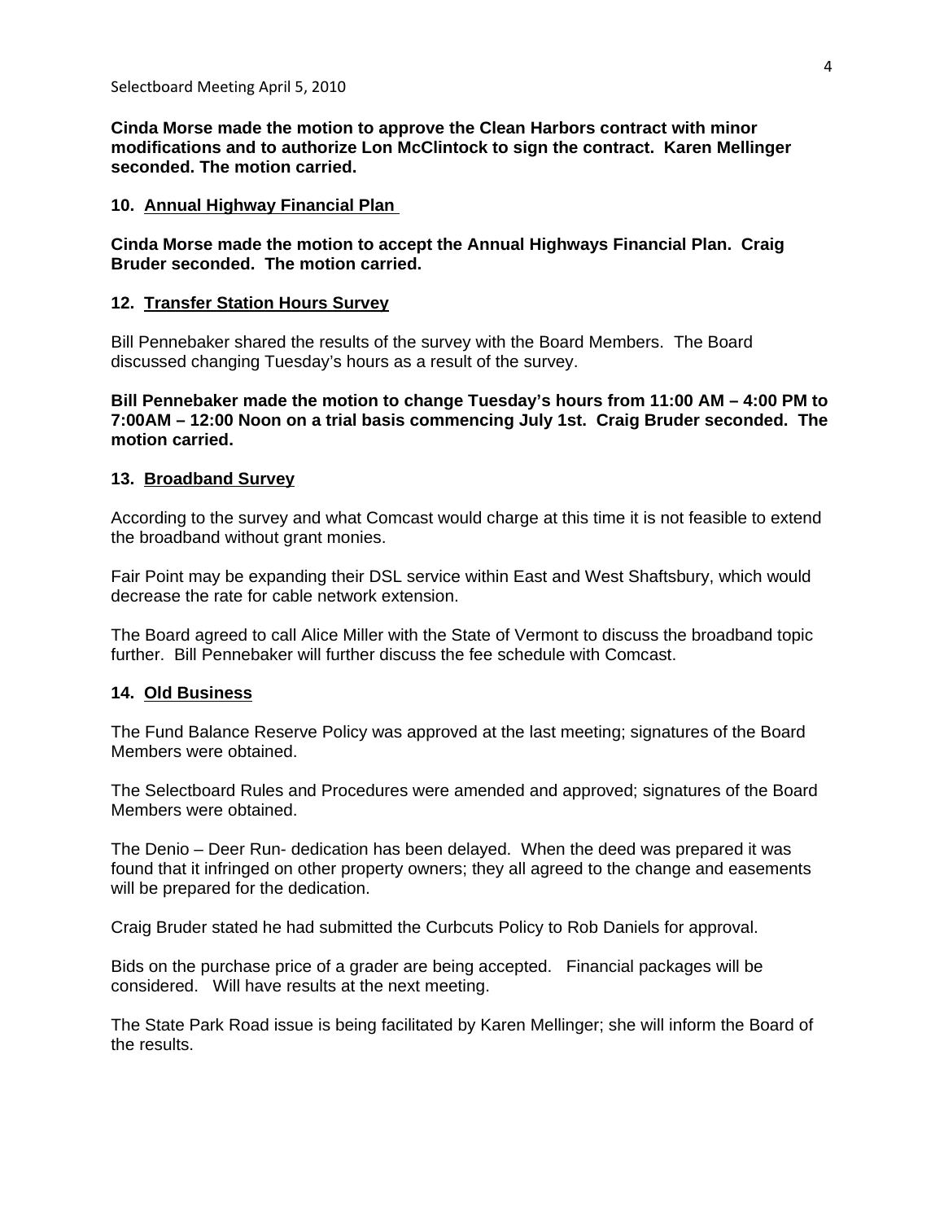**Cinda Morse made the motion to approve the Clean Harbors contract with minor modifications and to authorize Lon McClintock to sign the contract. Karen Mellinger seconded. The motion carried.**

**10. Annual Highway Financial Plan**

**Cinda Morse made the motion to accept the Annual Highways Financial Plan. Craig Bruder seconded. The motion carried.**

**12. Transfer Station Hours Survey**

Bill Pennebaker shared the results of the survey with the Board Members. The Board discussed changing Tuesday's hours as a result of the survey.

**Bill Pennebaker made the motion to change Tuesday's hours from 11:00 AM – 4:00 PM to 7:00AM – 12:00 Noon on a trial basis commencing July 1st. Craig Bruder seconded. The motion carried.**

**13. Broadband Survey**

According to the survey and what Comcast would charge at this time it is not feasible to extend the broadband without grant monies.

Fair Point may be expanding their DSL service within East and West Shaftsbury, which would decrease the rate for cable network extension.

The Board agreed to call Alice Miller with the State of Vermont to discuss the broadband topic further. Bill Pennebaker will further discuss the fee schedule with Comcast.

**14. Old Business**

The Fund Balance Reserve Policy was approved at the last meeting; signatures of the Board Members were obtained.

The Selectboard Rules and Procedures were amended and approved; signatures of the Board Members were obtained.

The Denio – Deer Run- dedication has been delayed. When the deed was prepared it was found that it infringed on other property owners; they all agreed to the change and easements will be prepared for the dedication.

Craig Bruder stated he had submitted the Curbcuts Policy to Rob Daniels for approval.

Bids on the purchase price of a grader are being accepted. Financial packages will be considered. Will have results at the next meeting.

The State Park Road issue is being facilitated by Karen Mellinger; she will inform the Board of the results.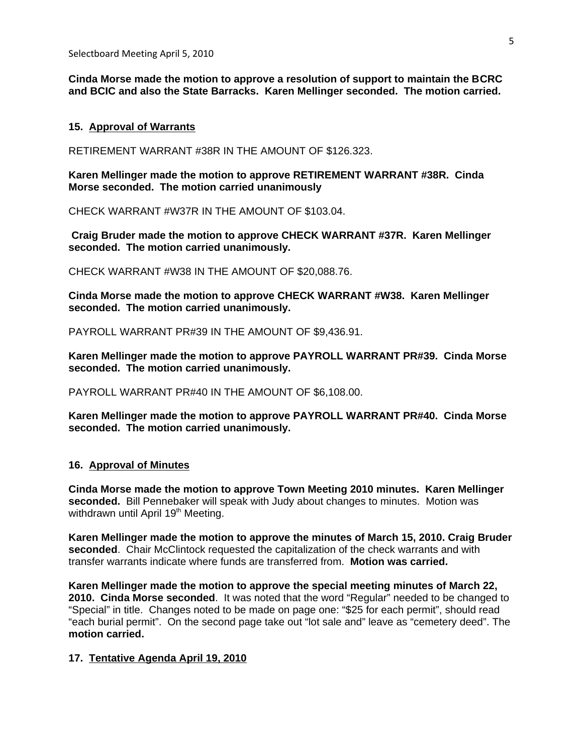**Cinda Morse made the motion to approve a resolution of support to maintain the BCRC and BCIC and also the State Barracks. Karen Mellinger seconded. The motion carried.**

### 15. Approval of Warrants

RETIREMENT WARRANT #38R IN THE AMOUNT OF $126.323.

**Karen Mellinger made the motion to approve RETIREMENT WARRANT #38R. Cinda Morse seconded. The motion carried unanimously**

CHECK WARRANT #W37R IN THE AMOUNT OF $103.04.

**Craig Bruder made the motion to approve CHECK WARRANT #37R. Karen Mellinger seconded. The motion carried unanimously.**

CHECK WARRANT #W38 IN THE AMOUNT OF $20,088.76.

**Cinda Morse made the motion to approve CHECK WARRANT #W38. Karen Mellinger seconded. The motion carried unanimously.**

PAYROLL WARRANT PR#39 IN THE AMOUNT OF $9,436.91.

**Karen Mellinger made the motion to approve PAYROLL WARRANT PR#39. Cinda Morse seconded. The motion carried unanimously.**

PAYROLL WARRANT PR#40 IN THE AMOUNT OF $6,108.00.

**Karen Mellinger made the motion to approve PAYROLL WARRANT PR#40. Cinda Morse seconded. The motion carried unanimously.**

### 16. Approval of Minutes

**Cinda Morse made the motion to approve Town Meeting 2010 minutes. Karen Mellinger seconded.** Bill Pennebaker will speak with Judy about changes to minutes. Motion was withdrawn until April 19th Meeting.

**Karen Mellinger made the motion to approve the minutes of March 15, 2010. Craig Bruder seconded**. Chair McClintock requested the capitalization of the check warrants and with transfer warrants indicate where funds are transferred from. **Motion was carried.**

**Karen Mellinger made the motion to approve the special meeting minutes of March 22, 2010. Cinda Morse seconded**. It was noted that the word "Regular" needed to be changed to "Special" in title. Changes noted to be made on page one: "$25 for each permit", should read "each burial permit". On the second page take out "lot sale and" leave as "cemetery deed". The **motion carried.**

### 17. Tentative Agenda April 19, 2010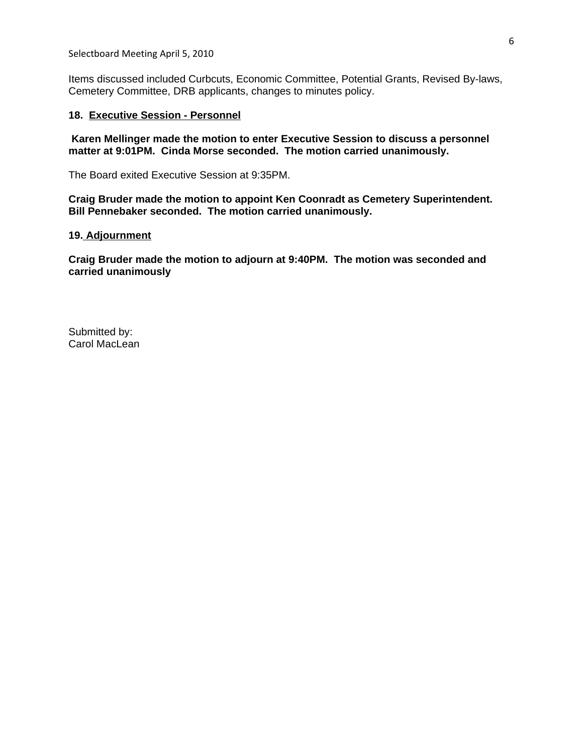Items discussed included Curbcuts, Economic Committee, Potential Grants, Revised By-laws, Cemetery Committee, DRB applicants, changes to minutes policy.

**18. Executive Session - Personnel**

**Karen Mellinger made the motion to enter Executive Session to discuss a personnel matter at 9:01PM. Cinda Morse seconded. The motion carried unanimously.**

The Board exited Executive Session at 9:35PM.

**Craig Bruder made the motion to appoint Ken Coonradt as Cemetery Superintendent. Bill Pennebaker seconded. The motion carried unanimously.**

**19. Adjournment**

**Craig Bruder made the motion to adjourn at 9:40PM. The motion was seconded and carried unanimously**

Submitted by:
Carol MacLean